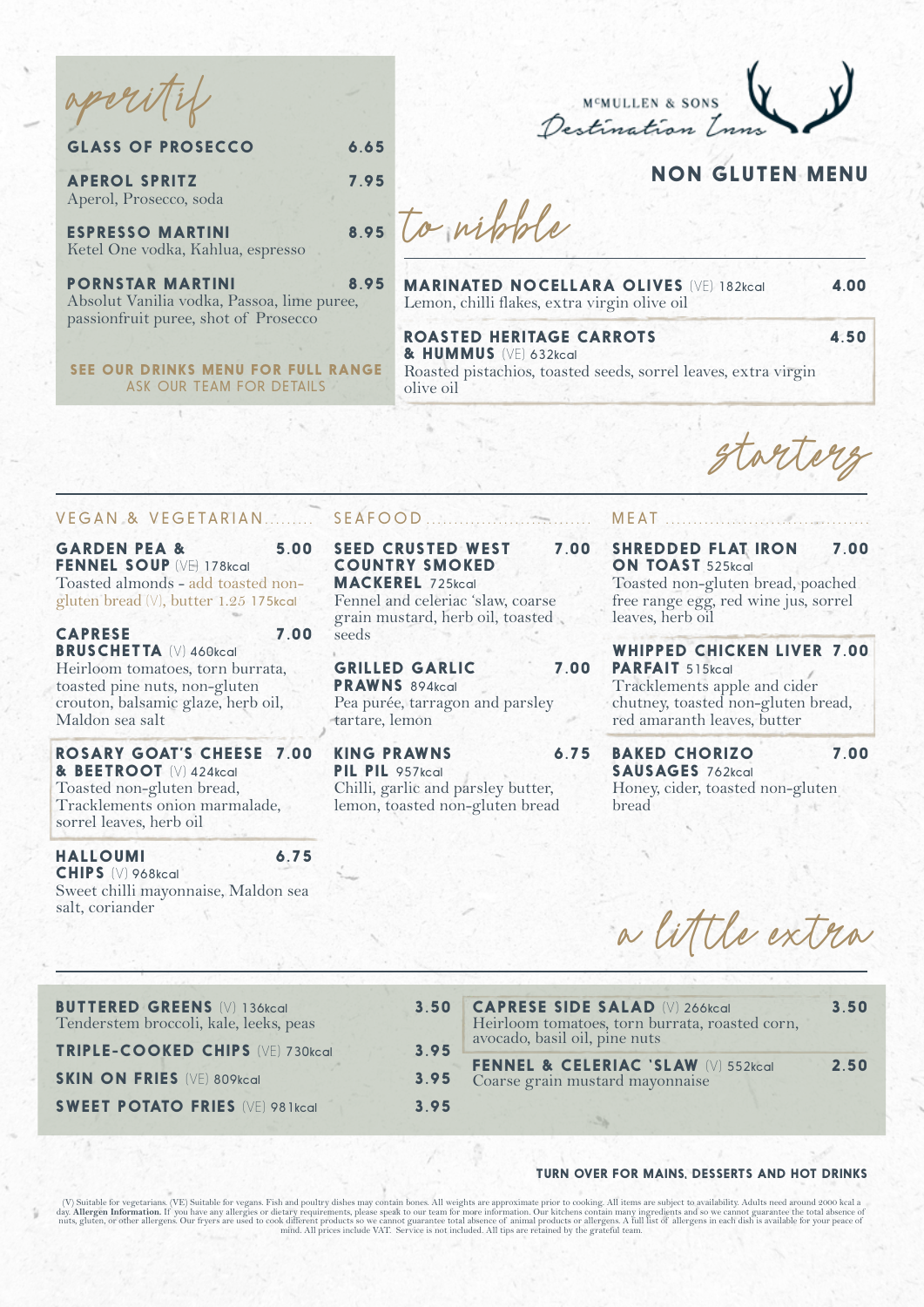McMULLEN & SONS
*Destination Inns*

# NON GLUTEN MENU

## *aperitif*

**GLASS OF PROSECCO** 6.65

**APEROL SPRITZ** 7.95
Aperol, Prosecco, soda

**ESPRESSO MARTINI** 8.95
Ketel One vodka, Kahlua, espresso

**PORNSTAR MARTINI** 8.95
Absolut Vanilia vodka, Passoa, lime puree, passionfruit puree, shot of Prosecco

**SEE OUR DRINKS MENU FOR FULL RANGE**
ASK OUR TEAM FOR DETAILS

## *to nibble*

**MARINATED NOCELLARA OLIVES** (VE) 182kcal 4.00
Lemon, chilli flakes, extra virgin olive oil

**ROASTED HERITAGE CARROTS & HUMMUS** (VE) 632kcal 4.50
Roasted pistachios, toasted seeds, sorrel leaves, extra virgin olive oil

## *starters*

### VEGAN & VEGETARIAN

**GARDEN PEA & FENNEL SOUP** (VE) 178kcal 5.00
Toasted almonds - add toasted non-gluten bread (V), butter 1.25 175kcal

**CAPRESE BRUSCHETTA** (V) 460kcal 7.00
Heirloom tomatoes, torn burrata, toasted pine nuts, non-gluten crouton, balsamic glaze, herb oil, Maldon sea salt

**ROSARY GOAT'S CHEESE & BEETROOT** (V) 424kcal 7.00
Toasted non-gluten bread, Tracklements onion marmalade, sorrel leaves, herb oil

**HALLOUMI CHIPS** (V) 968kcal 6.75
Sweet chilli mayonnaise, Maldon sea salt, coriander

### SEAFOOD

**SEED CRUSTED WEST COUNTRY SMOKED MACKEREL** 725kcal 7.00
Fennel and celeriac 'slaw, coarse grain mustard, herb oil, toasted seeds

**GRILLED GARLIC PRAWNS** 894kcal 7.00
Pea purée, tarragon and parsley tartare, lemon

**KING PRAWNS PIL PIL** 957kcal 6.75
Chilli, garlic and parsley butter, lemon, toasted non-gluten bread

### MEAT

**SHREDDED FLAT IRON ON TOAST** 525kcal 7.00
Toasted non-gluten bread, poached free range egg, red wine jus, sorrel leaves, herb oil

**WHIPPED CHICKEN LIVER PARFAIT** 515kcal 7.00
Tracklements apple and cider chutney, toasted non-gluten bread, red amaranth leaves, butter

**BAKED CHORIZO SAUSAGES** 762kcal 7.00
Honey, cider, toasted non-gluten bread

## *a little extra*

**BUTTERED GREENS** (V) 136kcal 3.50
Tenderstem broccoli, kale, leeks, peas

**TRIPLE-COOKED CHIPS** (VE) 730kcal 3.95

**SKIN ON FRIES** (VE) 809kcal 3.95

**SWEET POTATO FRIES** (VE) 981kcal 3.95

**CAPRESE SIDE SALAD** (V) 266kcal 3.50
Heirloom tomatoes, torn burrata, roasted corn, avocado, basil oil, pine nuts

**FENNEL & CELERIAC 'SLAW** (V) 552kcal 2.50
Coarse grain mustard mayonnaise

**TURN OVER FOR MAINS, DESSERTS AND HOT DRINKS**

(V) Suitable for vegetarians. (VE) Suitable for vegans. Fish and poultry dishes may contain bones. All weights are approximate prior to cooking. All items are subject to availability. Adults need around 2000 kcal a day. **Allergen Information.** If you have any allergies or dietary requirements, please speak to our team for more information. Our kitchens contain many ingredients and so we cannot guarantee the total absence of nuts, gluten, or other allergens. Our fryers are used to cook different products so we cannot guarantee total absence of animal products or allergens. A full list of allergens in each dish is available for your peace of mind. All prices include VAT. Service is not included. All tips are retained by the grateful team.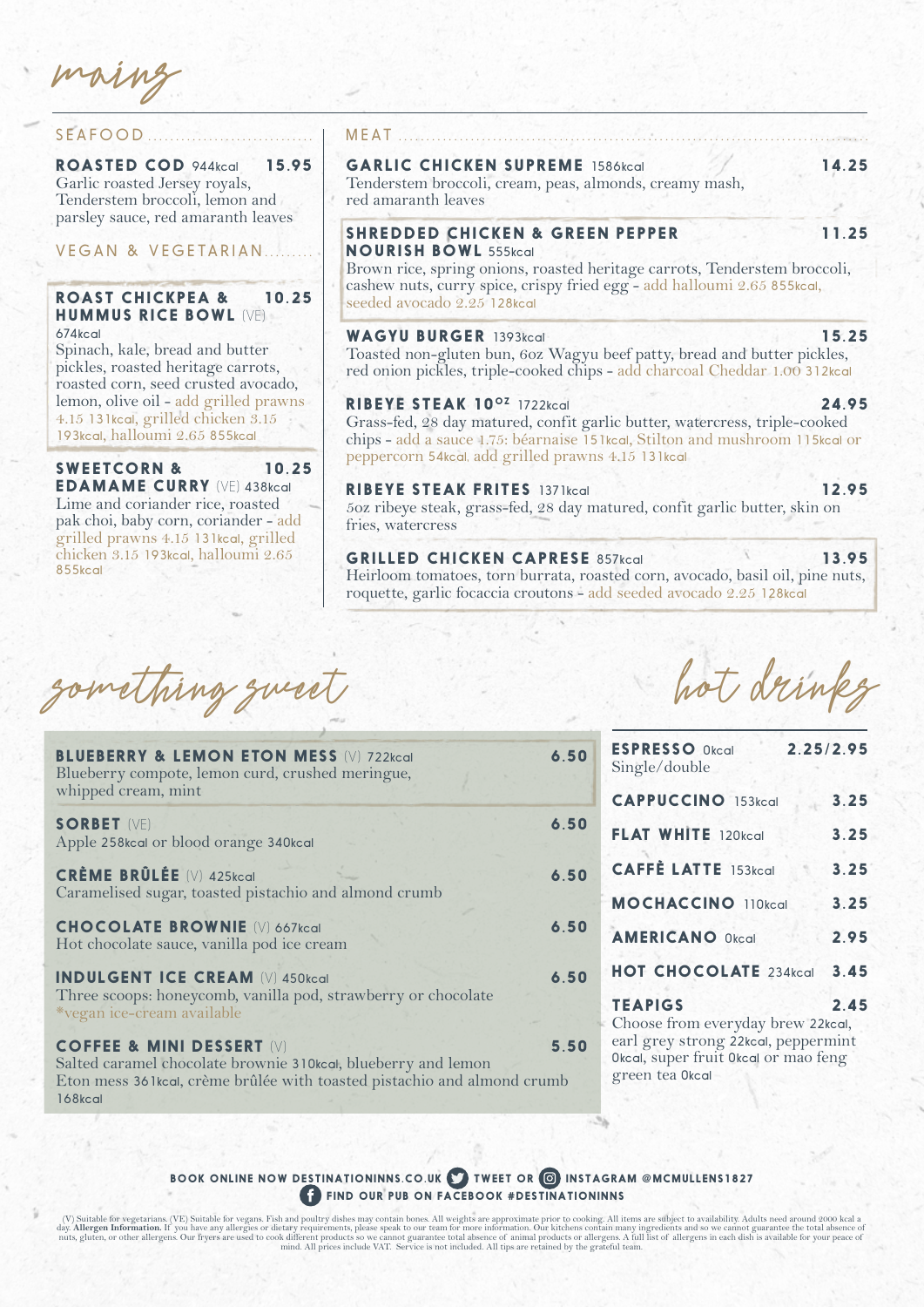# mains

## SEAFOOD

**ROASTED COD** 944kcal **15.95**
Garlic roasted Jersey royals, Tenderstem broccoli, lemon and parsley sauce, red amaranth leaves

## VEGAN & VEGETARIAN

**ROAST CHICKPEA & HUMMUS RICE BOWL** (VE) 674kcal **10.25**
Spinach, kale, bread and butter pickles, roasted heritage carrots, roasted corn, seed crusted avocado, lemon, olive oil - add grilled prawns 4.15 131kcal, grilled chicken 3.15 193kcal, halloumi 2.65 855kcal

**SWEETCORN & EDAMAME CURRY** (VE) 438kcal **10.25**
Lime and coriander rice, roasted pak choi, baby corn, coriander - add grilled prawns 4.15 131kcal, grilled chicken 3.15 193kcal, halloumi 2.65 855kcal

## MEAT

**GARLIC CHICKEN SUPREME** 1586kcal **14.25**
Tenderstem broccoli, cream, peas, almonds, creamy mash, red amaranth leaves

**SHREDDED CHICKEN & GREEN PEPPER NOURISH BOWL** 555kcal **11.25**
Brown rice, spring onions, roasted heritage carrots, Tenderstem broccoli, cashew nuts, curry spice, crispy fried egg - add halloumi 2.65 855kcal, seeded avocado 2.25 128kcal

**WAGYU BURGER** 1393kcal **15.25**
Toasted non-gluten bun, 6oz Wagyu beef patty, bread and butter pickles, red onion pickles, triple-cooked chips - add charcoal Cheddar 1.00 312kcal

**RIBEYE STEAK 10OZ** 1722kcal **24.95**
Grass-fed, 28 day matured, confit garlic butter, watercress, triple-cooked chips - add a sauce 1.75: béarnaise 151kcal, Stilton and mushroom 115kcal or peppercorn 54kcal. add grilled prawns 4.15 131kcal

**RIBEYE STEAK FRITES** 1371kcal **12.95**
5oz ribeye steak, grass-fed, 28 day matured, confit garlic butter, skin on fries, watercress

**GRILLED CHICKEN CAPRESE** 857kcal **13.95**
Heirloom tomatoes, torn burrata, roasted corn, avocado, basil oil, pine nuts, roquette, garlic focaccia croutons - add seeded avocado 2.25 128kcal

# something sweet

**BLUEBERRY & LEMON ETON MESS** (V) 722kcal **6.50**
Blueberry compote, lemon curd, crushed meringue, whipped cream, mint

**SORBET** (VE) **6.50**
Apple 258kcal or blood orange 340kcal

**CRÈME BRÛLÉE** (V) 425kcal **6.50**
Caramelised sugar, toasted pistachio and almond crumb

**CHOCOLATE BROWNIE** (V) 667kcal **6.50**
Hot chocolate sauce, vanilla pod ice cream

**INDULGENT ICE CREAM** (V) 450kcal **6.50**
Three scoops: honeycomb, vanilla pod, strawberry or chocolate
*vegan ice-cream available

**COFFEE & MINI DESSERT** (V) **5.50**
Salted caramel chocolate brownie 310kcal, blueberry and lemon Eton mess 361kcal, crème brûlée with toasted pistachio and almond crumb 168kcal

# hot drinks

**ESPRESSO** 0kcal **2.25/2.95**
Single/double

**CAPPUCCINO** 153kcal **3.25**

**FLAT WHITE** 120kcal **3.25**

**CAFFÈ LATTE** 153kcal **3.25**

**MOCHACCINO** 110kcal **3.25**

**AMERICANO** 0kcal **2.95**

**HOT CHOCOLATE** 234kcal **3.45**

**TEAPIGS** **2.45**
Choose from everyday brew 22kcal, earl grey strong 22kcal, peppermint 0kcal, super fruit 0kcal or mao feng green tea 0kcal

**BOOK ONLINE NOW DESTINATIONINNS.CO.UK TWEET OR INSTAGRAM @MCMULLENS1827**
**FIND OUR PUB ON FACEBOOK #DESTINATIONINNS**

(V) Suitable for vegetarians. (VE) Suitable for vegans. Fish and poultry dishes may contain bones. All weights are approximate prior to cooking. All items are subject to availability. Adults need around 2000 kcal a day. **Allergen Information.** If you have any allergies or dietary requirements, please speak to our team for more information. Our kitchens contain many ingredients and so we cannot guarantee the total absence of nuts, gluten, or other allergens. Our fryers are used to cook different products so we cannot guarantee total absence of animal products or allergens. A full list of allergens in each dish is available for your peace of mind. All prices include VAT. Service is not included. All tips are retained by the grateful team.